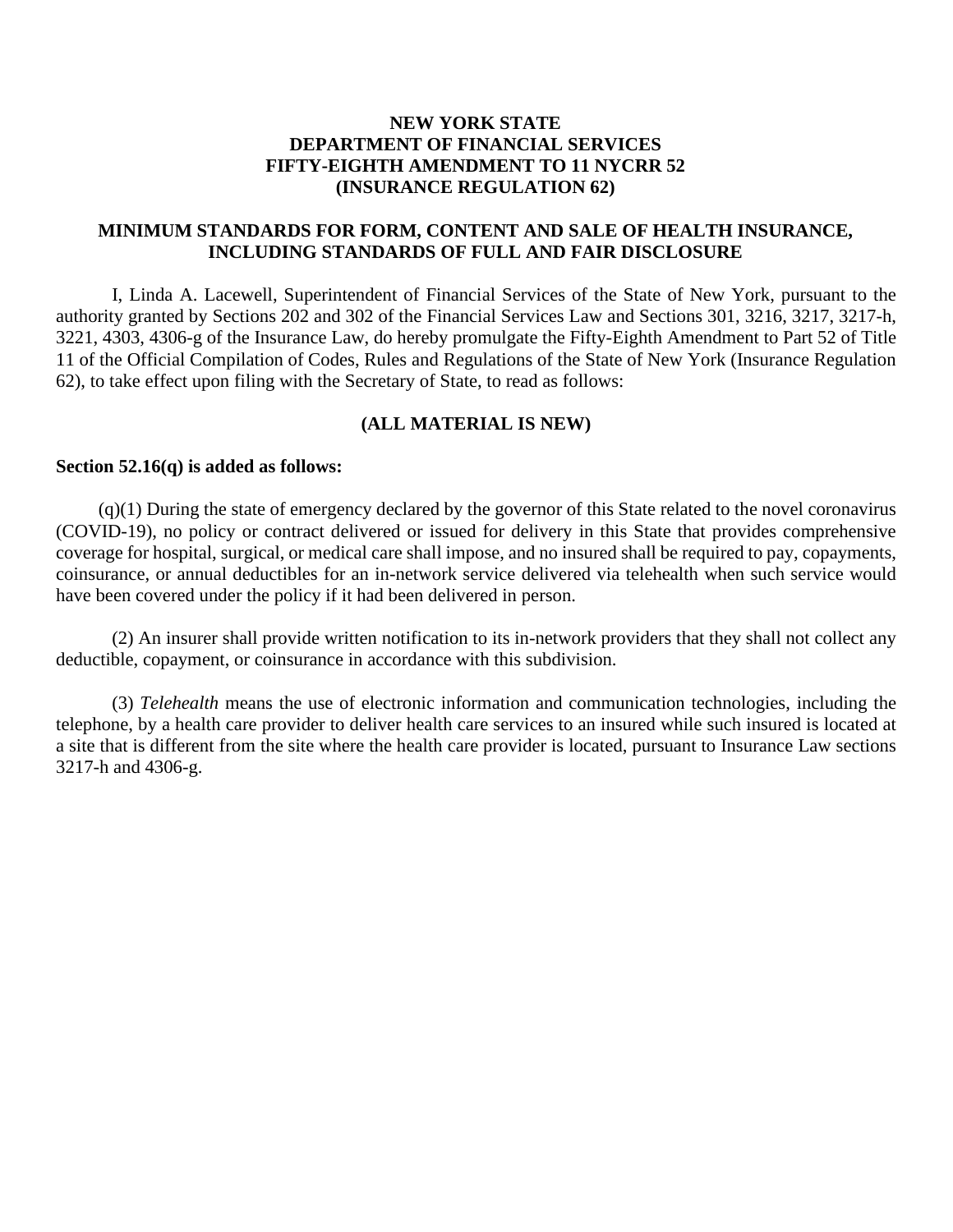# NEW YORK STATE
# DEPARTMENT OF FINANCIAL SERVICES
# FIFTY-EIGHTH AMENDMENT TO 11 NYCRR 52
# (INSURANCE REGULATION 62)

## MINIMUM STANDARDS FOR FORM, CONTENT AND SALE OF HEALTH INSURANCE, INCLUDING STANDARDS OF FULL AND FAIR DISCLOSURE

I, Linda A. Lacewell, Superintendent of Financial Services of the State of New York, pursuant to the authority granted by Sections 202 and 302 of the Financial Services Law and Sections 301, 3216, 3217, 3217-h, 3221, 4303, 4306-g of the Insurance Law, do hereby promulgate the Fifty-Eighth Amendment to Part 52 of Title 11 of the Official Compilation of Codes, Rules and Regulations of the State of New York (Insurance Regulation 62), to take effect upon filing with the Secretary of State, to read as follows:

**(ALL MATERIAL IS NEW)**

**Section 52.16(q) is added as follows:**

(q)(1) During the state of emergency declared by the governor of this State related to the novel coronavirus (COVID-19), no policy or contract delivered or issued for delivery in this State that provides comprehensive coverage for hospital, surgical, or medical care shall impose, and no insured shall be required to pay, copayments, coinsurance, or annual deductibles for an in-network service delivered via telehealth when such service would have been covered under the policy if it had been delivered in person.

(2) An insurer shall provide written notification to its in-network providers that they shall not collect any deductible, copayment, or coinsurance in accordance with this subdivision.

(3) *Telehealth* means the use of electronic information and communication technologies, including the telephone, by a health care provider to deliver health care services to an insured while such insured is located at a site that is different from the site where the health care provider is located, pursuant to Insurance Law sections 3217-h and 4306-g.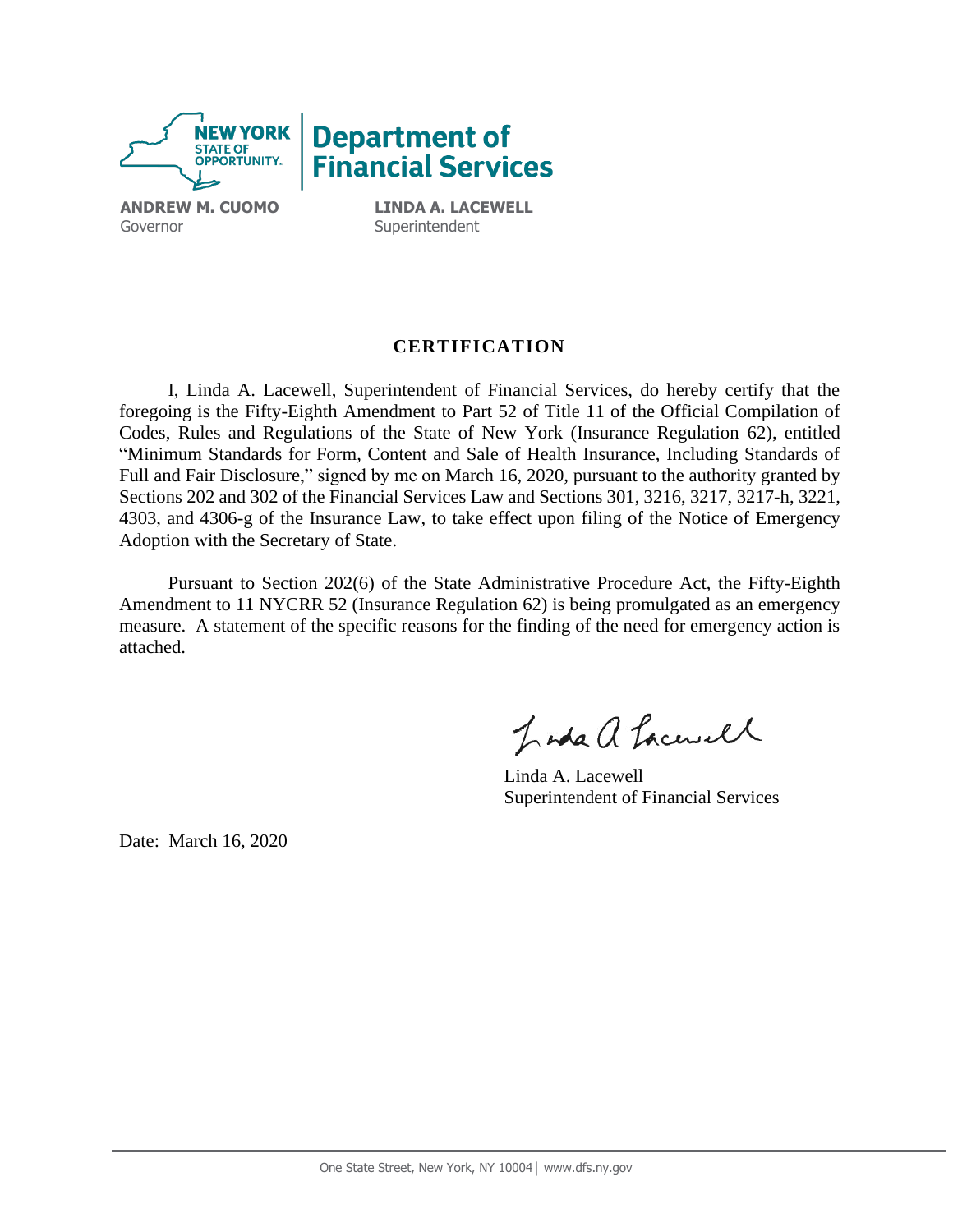ANDREW M. CUOMO
Governor

LINDA A. LACEWELL
Superintendent

## CERTIFICATION

I, Linda A. Lacewell, Superintendent of Financial Services, do hereby certify that the foregoing is the Fifty-Eighth Amendment to Part 52 of Title 11 of the Official Compilation of Codes, Rules and Regulations of the State of New York (Insurance Regulation 62), entitled "Minimum Standards for Form, Content and Sale of Health Insurance, Including Standards of Full and Fair Disclosure," signed by me on March 16, 2020, pursuant to the authority granted by Sections 202 and 302 of the Financial Services Law and Sections 301, 3216, 3217, 3217-h, 3221, 4303, and 4306-g of the Insurance Law, to take effect upon filing of the Notice of Emergency Adoption with the Secretary of State.

Pursuant to Section 202(6) of the State Administrative Procedure Act, the Fifty-Eighth Amendment to 11 NYCRR 52 (Insurance Regulation 62) is being promulgated as an emergency measure. A statement of the specific reasons for the finding of the need for emergency action is attached.

Linda A. Lacewell
Superintendent of Financial Services

Date: March 16, 2020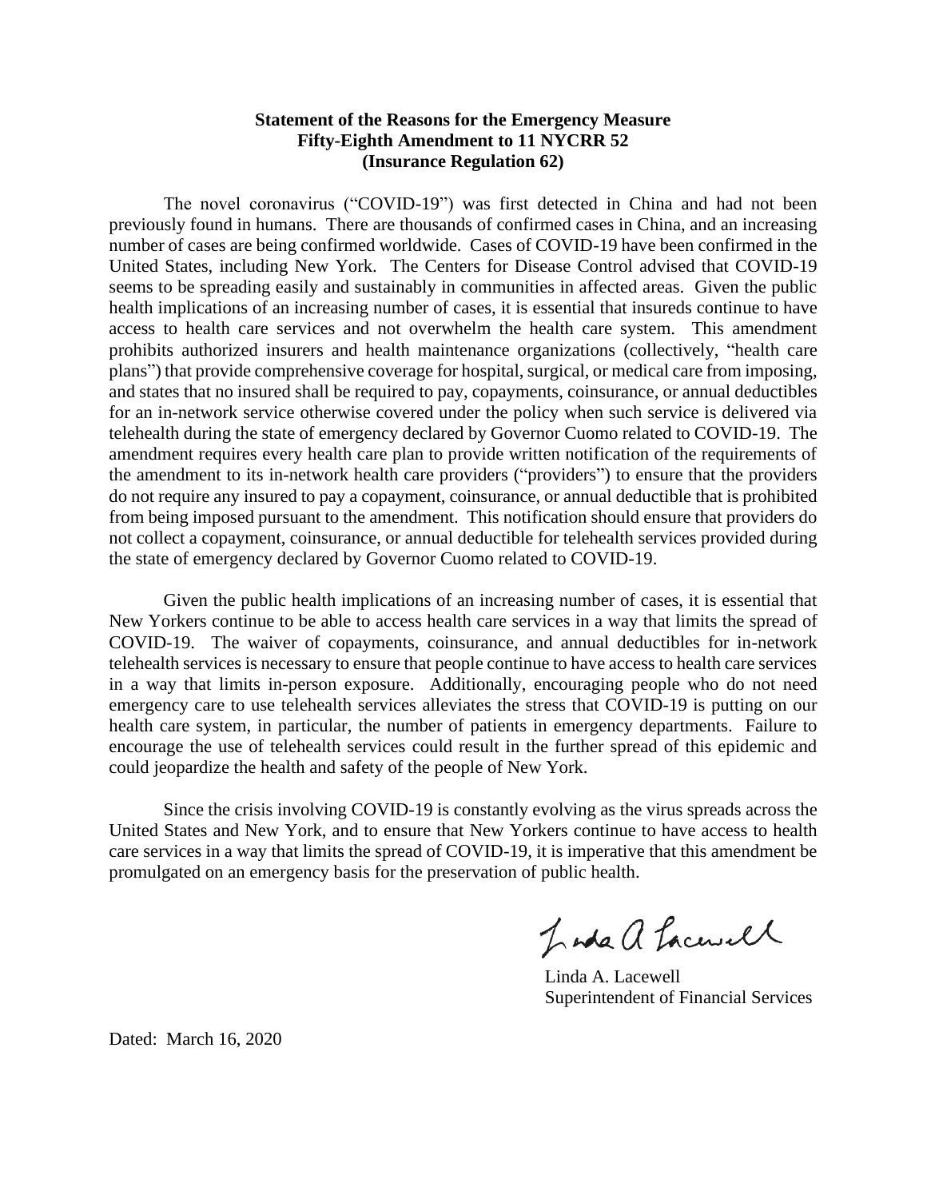**Statement of the Reasons for the Emergency Measure**
**Fifty-Eighth Amendment to 11 NYCRR 52**
**(Insurance Regulation 62)**

The novel coronavirus ("COVID-19") was first detected in China and had not been previously found in humans. There are thousands of confirmed cases in China, and an increasing number of cases are being confirmed worldwide. Cases of COVID-19 have been confirmed in the United States, including New York. The Centers for Disease Control advised that COVID-19 seems to be spreading easily and sustainably in communities in affected areas. Given the public health implications of an increasing number of cases, it is essential that insureds continue to have access to health care services and not overwhelm the health care system. This amendment prohibits authorized insurers and health maintenance organizations (collectively, "health care plans") that provide comprehensive coverage for hospital, surgical, or medical care from imposing, and states that no insured shall be required to pay, copayments, coinsurance, or annual deductibles for an in-network service otherwise covered under the policy when such service is delivered via telehealth during the state of emergency declared by Governor Cuomo related to COVID-19. The amendment requires every health care plan to provide written notification of the requirements of the amendment to its in-network health care providers ("providers") to ensure that the providers do not require any insured to pay a copayment, coinsurance, or annual deductible that is prohibited from being imposed pursuant to the amendment. This notification should ensure that providers do not collect a copayment, coinsurance, or annual deductible for telehealth services provided during the state of emergency declared by Governor Cuomo related to COVID-19.

Given the public health implications of an increasing number of cases, it is essential that New Yorkers continue to be able to access health care services in a way that limits the spread of COVID-19. The waiver of copayments, coinsurance, and annual deductibles for in-network telehealth services is necessary to ensure that people continue to have access to health care services in a way that limits in-person exposure. Additionally, encouraging people who do not need emergency care to use telehealth services alleviates the stress that COVID-19 is putting on our health care system, in particular, the number of patients in emergency departments. Failure to encourage the use of telehealth services could result in the further spread of this epidemic and could jeopardize the health and safety of the people of New York.

Since the crisis involving COVID-19 is constantly evolving as the virus spreads across the United States and New York, and to ensure that New Yorkers continue to have access to health care services in a way that limits the spread of COVID-19, it is imperative that this amendment be promulgated on an emergency basis for the preservation of public health.

Linda A. Lacewell
Superintendent of Financial Services

Dated: March 16, 2020